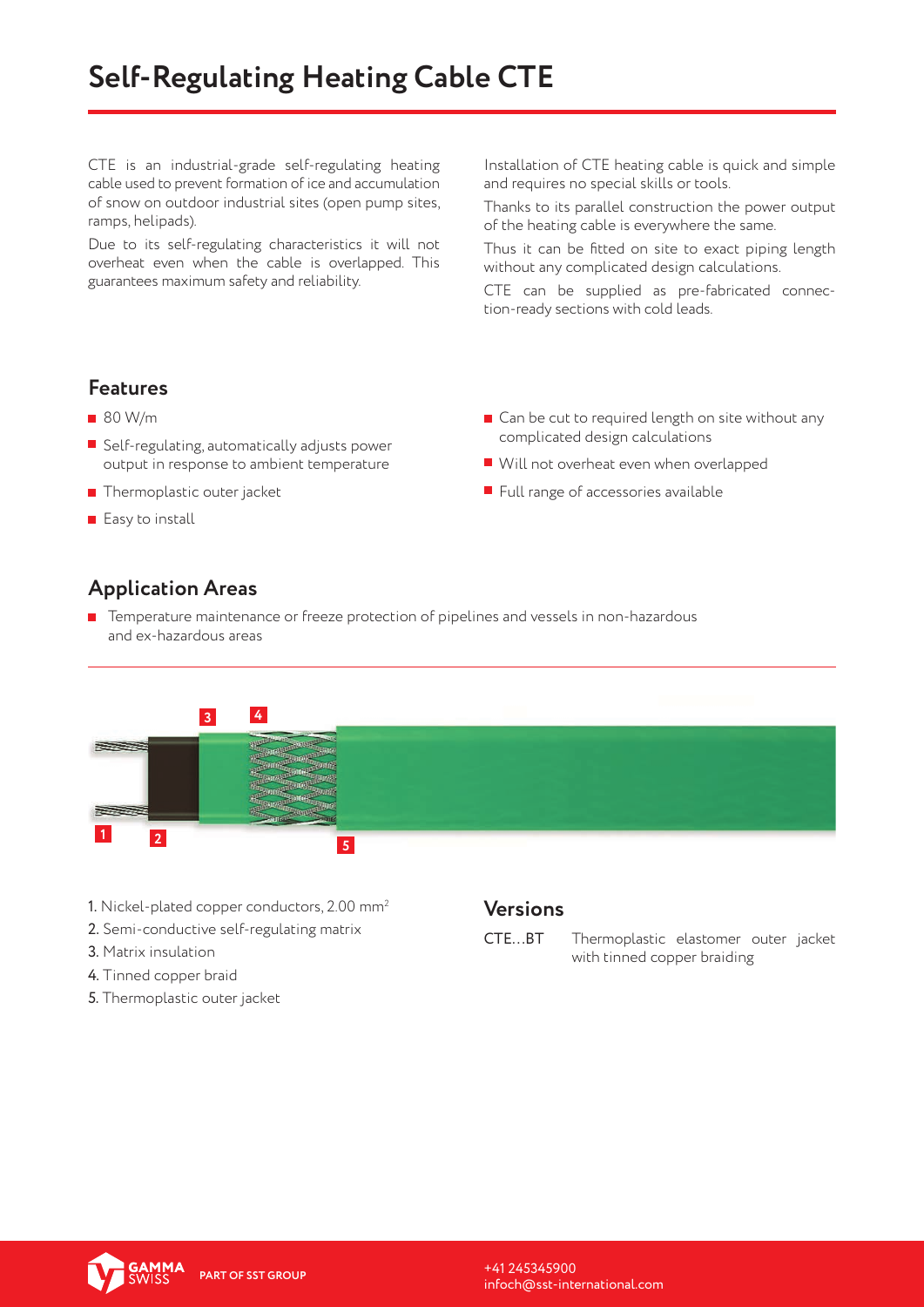# Self-Regulating Heating Cable CTE

CTE is an industrial-grade self-regulating heating cable used to prevent formation of ice and accumulation of snow on outdoor industrial sites (open pump sites, ramps, helipads).

Due to its self-regulating characteristics it will not overheat even when the cable is overlapped. This guarantees maximum safety and reliability.

Installation of CTE heating cable is quick and simple and requires no special skills or tools.

Thanks to its parallel construction the power output of the heating cable is everywhere the same.

Thus it can be fitted on site to exact piping length without any complicated design calculations.

CTE can be supplied as pre-fabricated connection-ready sections with cold leads.

## Features

- 80 W/m
- Self-regulating, automatically adjusts power output in response to ambient temperature
- Thermoplastic outer jacket
- Easy to install
- Can be cut to required length on site without any complicated design calculations
- Will not overheat even when overlapped
- Full range of accessories available

## Application Areas

- Temperature maintenance or freeze protection of pipelines and vessels in non-hazardous and ex-hazardous areas

1. Nickel-plated copper conductors, 2.00 mm$^2$
2. Semi-conductive self-regulating matrix
3. Matrix insulation
4. Tinned copper braid
5. Thermoplastic outer jacket

## Versions

| | |
|---|---|
| CTE...BT | Thermoplastic elastomer outer jacket with tinned copper braiding |

GAMMA SWISS PART OF SST GROUP

+41 245345900
infoch@sst-international.com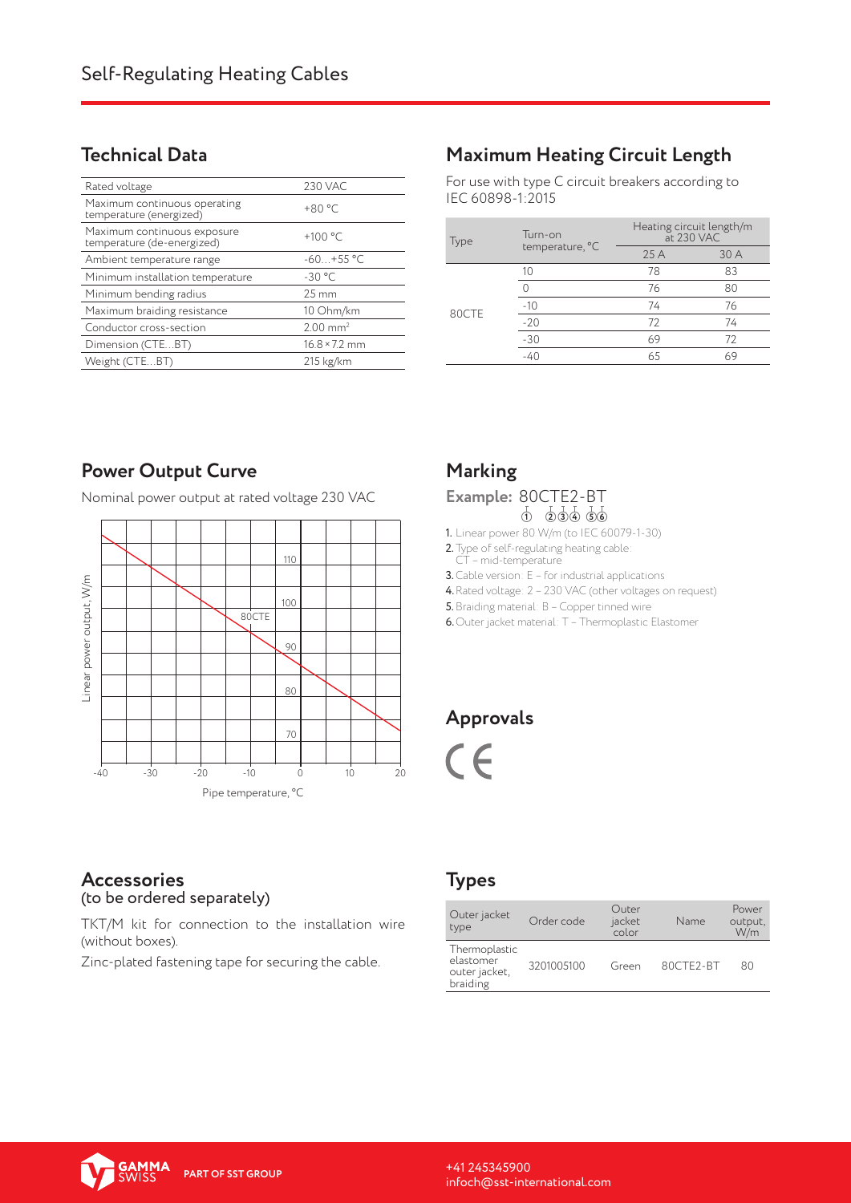# Self-Regulating Heating Cables

## Technical Data

| | |
|---|---|
| Rated voltage | 230 VAC |
| Maximum continuous operating temperature (energized) | +80 °C |
| Maximum continuous exposure temperature (de-energized) | +100 °C |
| Ambient temperature range | -60…+55 °C |
| Minimum installation temperature | -30 °C |
| Minimum bending radius | 25 mm |
| Maximum braiding resistance | 10 Ohm/km |
| Conductor cross-section | 2.00 mm² |
| Dimension (CTE...BT) | 16.8 × 7.2 mm |
| Weight (CTE...BT) | 215 kg/km |

## Maximum Heating Circuit Length

For use with type C circuit breakers according to IEC 60898-1:2015

| Type | Turn-on temperature, °C | Heating circuit length/m at 230 VAC | |
|---|---|---|---|
| | | 25 A | 30 A |
| 80CTE | 10 | 78 | 83 |
| | 0 | 76 | 80 |
| | -10 | 74 | 76 |
| | -20 | 72 | 74 |
| | -30 | 69 | 72 |
| | -40 | 65 | 69 |

## Power Output Curve

Nominal power output at rated voltage 230 VAC

Linear power output, W/m

110
100
90
80
70

80CTE

-40 -30 -20 -10 0 10 20

Pipe temperature, °C

## Marking

**Example:** 80CTE2-BT

1. Linear power 80 W/m (to IEC 60079-1-30)
2. Type of self-regulating heating cable: CT – mid-temperature
3. Cable version: E – for industrial applications
4. Rated voltage: 2 – 230 VAC (other voltages on request)
5. Braiding material: B – Copper tinned wire
6. Outer jacket material: T – Thermoplastic Elastomer

## Approvals

CE

## Accessories
(to be ordered separately)

TKT/M kit for connection to the installation wire (without boxes).

Zinc-plated fastening tape for securing the cable.

## Types

| Outer jacket type | Order code | Outer jacket color | Name | Power output, W/m |
|---|---|---|---|---|
| Thermoplastic elastomer outer jacket, braiding | 3201005100 | Green | 80CTE2-BT | 80 |

GAMMA SWISS PART OF SST GROUP

+41 245345900
infoch@sst-international.com